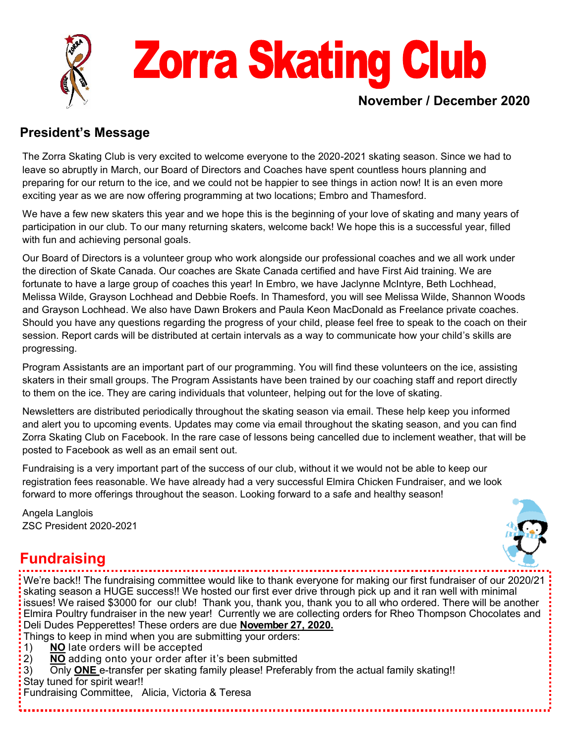# Zorra Skating Club

**November / December 2020**

## President's Message

The Zorra Skating Club is very excited to welcome everyone to the 2020-2021 skating season. Since we had to leave so abruptly in March, our Board of Directors and Coaches have spent countless hours planning and preparing for our return to the ice, and we could not be happier to see things in action now! It is an even more exciting year as we are now offering programming at two locations; Embro and Thamesford.

We have a few new skaters this year and we hope this is the beginning of your love of skating and many years of participation in our club. To our many returning skaters, welcome back! We hope this is a successful year, filled with fun and achieving personal goals.

Our Board of Directors is a volunteer group who work alongside our professional coaches and we all work under the direction of Skate Canada. Our coaches are Skate Canada certified and have First Aid training. We are fortunate to have a large group of coaches this year! In Embro, we have Jaclynne McIntyre, Beth Lochhead, Melissa Wilde, Grayson Lochhead and Debbie Roefs. In Thamesford, you will see Melissa Wilde, Shannon Woods and Grayson Lochhead. We also have Dawn Brokers and Paula Keon MacDonald as Freelance private coaches. Should you have any questions regarding the progress of your child, please feel free to speak to the coach on their session. Report cards will be distributed at certain intervals as a way to communicate how your child's skills are progressing.

Program Assistants are an important part of our programming. You will find these volunteers on the ice, assisting skaters in their small groups. The Program Assistants have been trained by our coaching staff and report directly to them on the ice. They are caring individuals that volunteer, helping out for the love of skating.

Newsletters are distributed periodically throughout the skating season via email. These help keep you informed and alert you to upcoming events. Updates may come via email throughout the skating season, and you can find Zorra Skating Club on Facebook. In the rare case of lessons being cancelled due to inclement weather, that will be posted to Facebook as well as an email sent out.

Fundraising is a very important part of the success of our club, without it we would not be able to keep our registration fees reasonable. We have already had a very successful Elmira Chicken Fundraiser, and we look forward to more offerings throughout the season. Looking forward to a safe and healthy season!

Angela Langlois
ZSC President 2020-2021

## Fundraising

We're back!! The fundraising committee would like to thank everyone for making our first fundraiser of our 2020/21 skating season a HUGE success!! We hosted our first ever drive through pick up and it ran well with minimal issues! We raised $3000 for our club! Thank you, thank you, thank you to all who ordered. There will be another Elmira Poultry fundraiser in the new year! Currently we are collecting orders for Rheo Thompson Chocolates and Deli Dudes Pepperettes! These orders are due **November 27, 2020.**

Things to keep in mind when you are submitting your orders:

1) **NO** late orders will be accepted
2) **NO** adding onto your order after it's been submitted
3) Only **ONE** e-transfer per skating family please! Preferably from the actual family skating!!

Stay tuned for spirit wear!!

Fundraising Committee, Alicia, Victoria & Teresa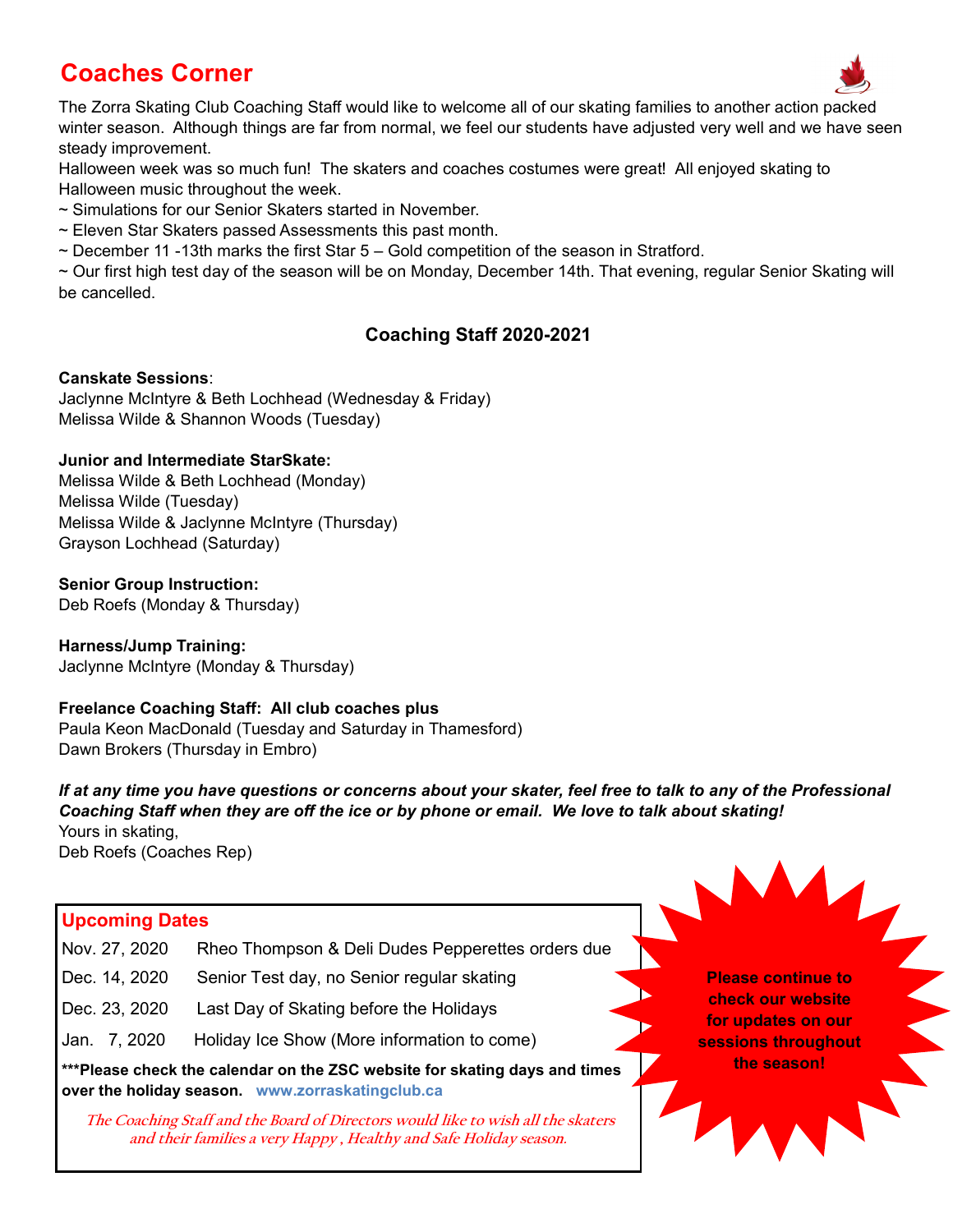## Coaches Corner

The Zorra Skating Club Coaching Staff would like to welcome all of our skating families to another action packed winter season. Although things are far from normal, we feel our students have adjusted very well and we have seen steady improvement.

Halloween week was so much fun! The skaters and coaches costumes were great! All enjoyed skating to Halloween music throughout the week.

~ Simulations for our Senior Skaters started in November.

~ Eleven Star Skaters passed Assessments this past month.

~ December 11 -13th marks the first Star 5 – Gold competition of the season in Stratford.

~ Our first high test day of the season will be on Monday, December 14th. That evening, regular Senior Skating will be cancelled.

### Coaching Staff 2020-2021

**Canskate Sessions**:
Jaclynne McIntyre & Beth Lochhead (Wednesday & Friday)
Melissa Wilde & Shannon Woods (Tuesday)

**Junior and Intermediate StarSkate:**
Melissa Wilde & Beth Lochhead (Monday)
Melissa Wilde (Tuesday)
Melissa Wilde & Jaclynne McIntyre (Thursday)
Grayson Lochhead (Saturday)

**Senior Group Instruction:**
Deb Roefs (Monday & Thursday)

**Harness/Jump Training:**
Jaclynne McIntyre (Monday & Thursday)

**Freelance Coaching Staff: All club coaches plus**
Paula Keon MacDonald (Tuesday and Saturday in Thamesford)
Dawn Brokers (Thursday in Embro)

***If at any time you have questions or concerns about your skater, feel free to talk to any of the Professional Coaching Staff when they are off the ice or by phone or email. We love to talk about skating!***

Yours in skating,
Deb Roefs (Coaches Rep)

### Upcoming Dates

| | |
|---|---|
| Nov. 27, 2020 | Rheo Thompson & Deli Dudes Pepperettes orders due |
| Dec. 14, 2020 | Senior Test day, no Senior regular skating |
| Dec. 23, 2020 | Last Day of Skating before the Holidays |
| Jan. 7, 2020 | Holiday Ice Show (More information to come) |

**\*\*\*Please check the calendar on the ZSC website for skating days and times over the holiday season.** **www.zorraskatingclub.ca**

*The Coaching Staff and the Board of Directors would like to wish all the skaters and their families a very Happy , Healthy and Safe Holiday season.*

**Please continue to check our website for updates on our sessions throughout the season!**